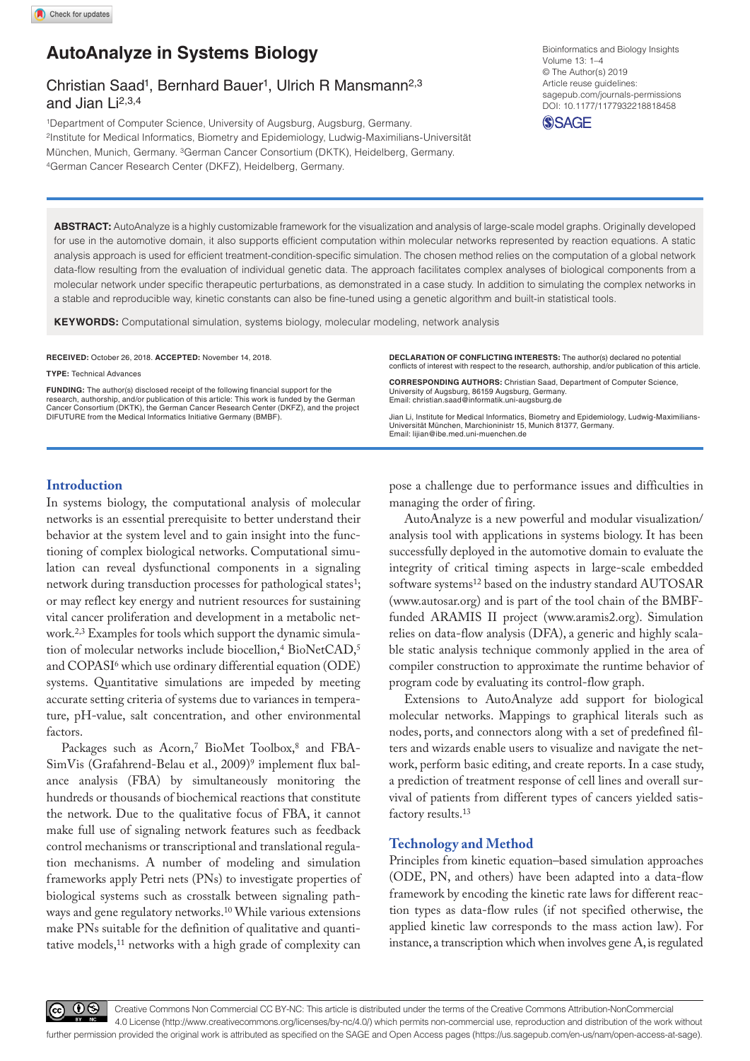# AutoAnalyze in Systems Biology

Christian Saad[1], Bernhard Bauer[1], Ulrich R Mansmann[2,3] and Jian Li[2,3,4]

[1]Department of Computer Science, University of Augsburg, Augsburg, Germany. [2]Institute for Medical Informatics, Biometry and Epidemiology, Ludwig-Maximilians-Universität München, Munich, Germany. [3]German Cancer Consortium (DKTK), Heidelberg, Germany. [4]German Cancer Research Center (DKFZ), Heidelberg, Germany.

Bioinformatics and Biology Insights
Volume 13: 1–4
© The Author(s) 2019
Article reuse guidelines: sagepub.com/journals-permissions
DOI: 10.1177/1177932218818458

**ABSTRACT:** AutoAnalyze is a highly customizable framework for the visualization and analysis of large-scale model graphs. Originally developed for use in the automotive domain, it also supports efficient computation within molecular networks represented by reaction equations. A static analysis approach is used for efficient treatment-condition-specific simulation. The chosen method relies on the computation of a global network data-flow resulting from the evaluation of individual genetic data. The approach facilitates complex analyses of biological components from a molecular network under specific therapeutic perturbations, as demonstrated in a case study. In addition to simulating the complex networks in a stable and reproducible way, kinetic constants can also be fine-tuned using a genetic algorithm and built-in statistical tools.

**KEYWORDS:** Computational simulation, systems biology, molecular modeling, network analysis

**RECEIVED:** October 26, 2018. **ACCEPTED:** November 14, 2018.

**TYPE:** Technical Advances

**FUNDING:** The author(s) disclosed receipt of the following financial support for the research, authorship, and/or publication of this article: This work is funded by the German Cancer Consortium (DKTK), the German Cancer Research Center (DKFZ), and the project DIFUTURE from the Medical Informatics Initiative Germany (BMBF).

**DECLARATION OF CONFLICTING INTERESTS:** The author(s) declared no potential conflicts of interest with respect to the research, authorship, and/or publication of this article.

**CORRESPONDING AUTHORS:** Christian Saad, Department of Computer Science, University of Augsburg, 86159 Augsburg, Germany.
Email: christian.saad@informatik.uni-augsburg.de

Jian Li, Institute for Medical Informatics, Biometry and Epidemiology, Ludwig-Maximilians-Universität München, Marchioninistr 15, Munich 81377, Germany.
Email: lijian@ibe.med.uni-muenchen.de

## Introduction

In systems biology, the computational analysis of molecular networks is an essential prerequisite to better understand their behavior at the system level and to gain insight into the functioning of complex biological networks. Computational simulation can reveal dysfunctional components in a signaling network during transduction processes for pathological states[1]; or may reflect key energy and nutrient resources for sustaining vital cancer proliferation and development in a metabolic network.[2,3] Examples for tools which support the dynamic simulation of molecular networks include biocellion,[4] BioNetCAD,[5] and COPASI[6] which use ordinary differential equation (ODE) systems. Quantitative simulations are impeded by meeting accurate setting criteria of systems due to variances in temperature, pH-value, salt concentration, and other environmental factors.

Packages such as Acorn,[7] BioMet Toolbox,[8] and FBA-SimVis (Grafahrend-Belau et al., 2009)[9] implement flux balance analysis (FBA) by simultaneously monitoring the hundreds or thousands of biochemical reactions that constitute the network. Due to the qualitative focus of FBA, it cannot make full use of signaling network features such as feedback control mechanisms or transcriptional and translational regulation mechanisms. A number of modeling and simulation frameworks apply Petri nets (PNs) to investigate properties of biological systems such as crosstalk between signaling pathways and gene regulatory networks.[10] While various extensions make PNs suitable for the definition of qualitative and quantitative models,[11] networks with a high grade of complexity can pose a challenge due to performance issues and difficulties in managing the order of firing.

AutoAnalyze is a new powerful and modular visualization/analysis tool with applications in systems biology. It has been successfully deployed in the automotive domain to evaluate the integrity of critical timing aspects in large-scale embedded software systems[12] based on the industry standard AUTOSAR (www.autosar.org) and is part of the tool chain of the BMBF-funded ARAMIS II project (www.aramis2.org). Simulation relies on data-flow analysis (DFA), a generic and highly scalable static analysis technique commonly applied in the area of compiler construction to approximate the runtime behavior of program code by evaluating its control-flow graph.

Extensions to AutoAnalyze add support for biological molecular networks. Mappings to graphical literals such as nodes, ports, and connectors along with a set of predefined filters and wizards enable users to visualize and navigate the network, perform basic editing, and create reports. In a case study, a prediction of treatment response of cell lines and overall survival of patients from different types of cancers yielded satisfactory results.[13]

## Technology and Method

Principles from kinetic equation–based simulation approaches (ODE, PN, and others) have been adapted into a data-flow framework by encoding the kinetic rate laws for different reaction types as data-flow rules (if not specified otherwise, the applied kinetic law corresponds to the mass action law). For instance, a transcription which when involves gene A, is regulated

Creative Commons Non Commercial CC BY-NC: This article is distributed under the terms of the Creative Commons Attribution-NonCommercial 4.0 License (http://www.creativecommons.org/licenses/by-nc/4.0/) which permits non-commercial use, reproduction and distribution of the work without further permission provided the original work is attributed as specified on the SAGE and Open Access pages (https://us.sagepub.com/en-us/nam/open-access-at-sage).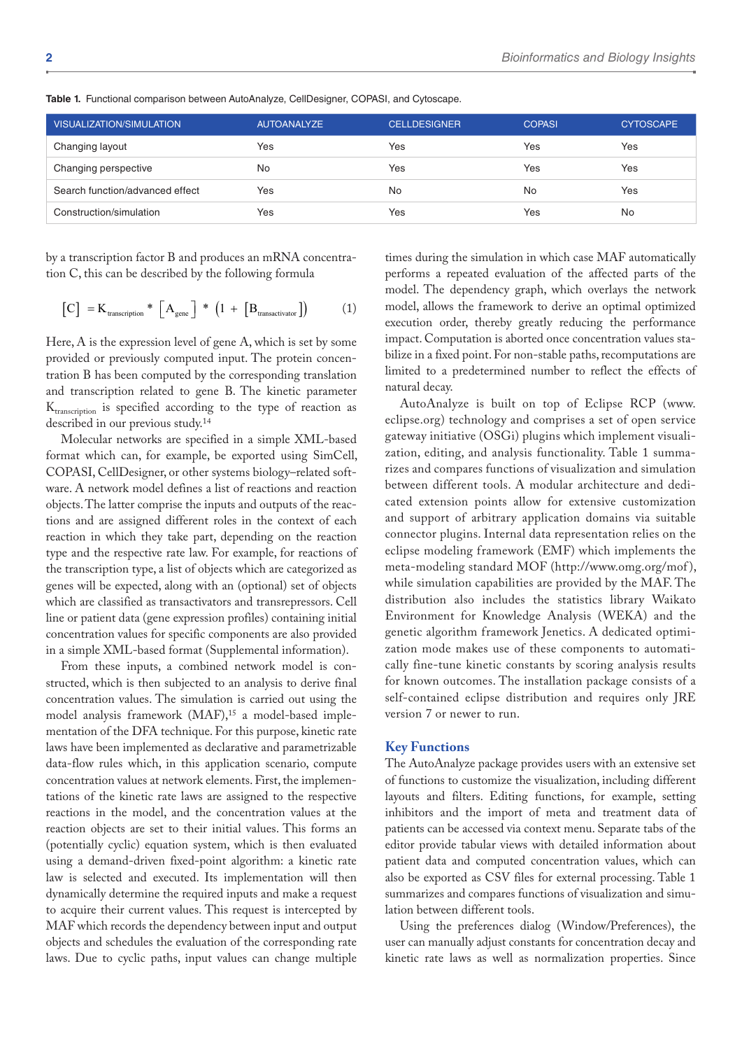**Table 1.** Functional comparison between AutoAnalyze, CellDesigner, COPASI, and Cytoscape.

| VISUALIZATION/SIMULATION | AUTOANALYZE | CELLDESIGNER | COPASI | CYTOSCAPE |
|---|---|---|---|---|
| Changing layout | Yes | Yes | Yes | Yes |
| Changing perspective | No | Yes | Yes | Yes |
| Search function/advanced effect | Yes | No | No | Yes |
| Construction/simulation | Yes | Yes | Yes | No |

by a transcription factor B and produces an mRNA concentration C, this can be described by the following formula

$$[C] = K_{transcription} * [A_{gene}] * (1 + [B_{transactivator}]) \quad (1)$$

Here, A is the expression level of gene A, which is set by some provided or previously computed input. The protein concentration B has been computed by the corresponding translation and transcription related to gene B. The kinetic parameter $K_{transcription}$ is specified according to the type of reaction as described in our previous study.[14]

Molecular networks are specified in a simple XML-based format which can, for example, be exported using SimCell, COPASI, CellDesigner, or other systems biology–related software. A network model defines a list of reactions and reaction objects. The latter comprise the inputs and outputs of the reactions and are assigned different roles in the context of each reaction in which they take part, depending on the reaction type and the respective rate law. For example, for reactions of the transcription type, a list of objects which are categorized as genes will be expected, along with an (optional) set of objects which are classified as transactivators and transrepressors. Cell line or patient data (gene expression profiles) containing initial concentration values for specific components are also provided in a simple XML-based format (Supplemental information).

From these inputs, a combined network model is constructed, which is then subjected to an analysis to derive final concentration values. The simulation is carried out using the model analysis framework (MAF),[15] a model-based implementation of the DFA technique. For this purpose, kinetic rate laws have been implemented as declarative and parametrizable data-flow rules which, in this application scenario, compute concentration values at network elements. First, the implementations of the kinetic rate laws are assigned to the respective reactions in the model, and the concentration values at the reaction objects are set to their initial values. This forms an (potentially cyclic) equation system, which is then evaluated using a demand-driven fixed-point algorithm: a kinetic rate law is selected and executed. Its implementation will then dynamically determine the required inputs and make a request to acquire their current values. This request is intercepted by MAF which records the dependency between input and output objects and schedules the evaluation of the corresponding rate laws. Due to cyclic paths, input values can change multiple times during the simulation in which case MAF automatically performs a repeated evaluation of the affected parts of the model. The dependency graph, which overlays the network model, allows the framework to derive an optimal optimized execution order, thereby greatly reducing the performance impact. Computation is aborted once concentration values stabilize in a fixed point. For non-stable paths, recomputations are limited to a predetermined number to reflect the effects of natural decay.

AutoAnalyze is built on top of Eclipse RCP (www.eclipse.org) technology and comprises a set of open service gateway initiative (OSGi) plugins which implement visualization, editing, and analysis functionality. Table 1 summarizes and compares functions of visualization and simulation between different tools. A modular architecture and dedicated extension points allow for extensive customization and support of arbitrary application domains via suitable connector plugins. Internal data representation relies on the eclipse modeling framework (EMF) which implements the meta-modeling standard MOF (http://www.omg.org/mof), while simulation capabilities are provided by the MAF. The distribution also includes the statistics library Waikato Environment for Knowledge Analysis (WEKA) and the genetic algorithm framework Jenetics. A dedicated optimization mode makes use of these components to automatically fine-tune kinetic constants by scoring analysis results for known outcomes. The installation package consists of a self-contained eclipse distribution and requires only JRE version 7 or newer to run.

## Key Functions

The AutoAnalyze package provides users with an extensive set of functions to customize the visualization, including different layouts and filters. Editing functions, for example, setting inhibitors and the import of meta and treatment data of patients can be accessed via context menu. Separate tabs of the editor provide tabular views with detailed information about patient data and computed concentration values, which can also be exported as CSV files for external processing. Table 1 summarizes and compares functions of visualization and simulation between different tools.

Using the preferences dialog (Window/Preferences), the user can manually adjust constants for concentration decay and kinetic rate laws as well as normalization properties. Since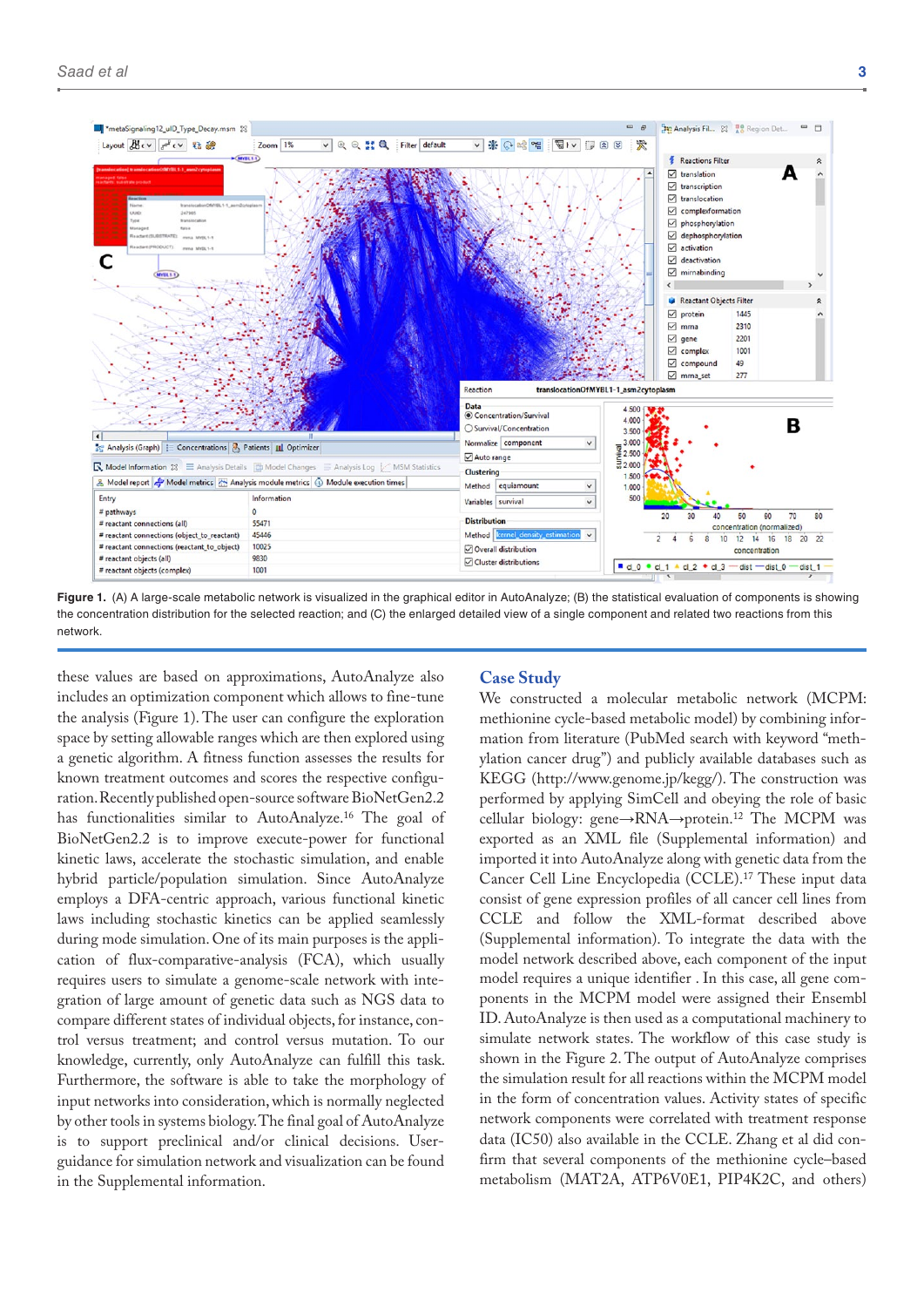Figure 1. (A) A large-scale metabolic network is visualized in the graphical editor in AutoAnalyze; (B) the statistical evaluation of components is showing the concentration distribution for the selected reaction; and (C) the enlarged detailed view of a single component and related two reactions from this network.

these values are based on approximations, AutoAnalyze also includes an optimization component which allows to fine-tune the analysis (Figure 1). The user can configure the exploration space by setting allowable ranges which are then explored using a genetic algorithm. A fitness function assesses the results for known treatment outcomes and scores the respective configuration. Recently published open-source software BioNetGen2.2 has functionalities similar to AutoAnalyze.[16] The goal of BioNetGen2.2 is to improve execute-power for functional kinetic laws, accelerate the stochastic simulation, and enable hybrid particle/population simulation. Since AutoAnalyze employs a DFA-centric approach, various functional kinetic laws including stochastic kinetics can be applied seamlessly during mode simulation. One of its main purposes is the application of flux-comparative-analysis (FCA), which usually requires users to simulate a genome-scale network with integration of large amount of genetic data such as NGS data to compare different states of individual objects, for instance, control versus treatment; and control versus mutation. To our knowledge, currently, only AutoAnalyze can fulfill this task. Furthermore, the software is able to take the morphology of input networks into consideration, which is normally neglected by other tools in systems biology. The final goal of AutoAnalyze is to support preclinical and/or clinical decisions. User-guidance for simulation network and visualization can be found in the Supplemental information.

## Case Study

We constructed a molecular metabolic network (MCPM: methionine cycle-based metabolic model) by combining information from literature (PubMed search with keyword "methylation cancer drug") and publicly available databases such as KEGG (http://www.genome.jp/kegg/). The construction was performed by applying SimCell and obeying the role of basic cellular biology: gene→RNA→protein.[12] The MCPM was exported as an XML file (Supplemental information) and imported it into AutoAnalyze along with genetic data from the Cancer Cell Line Encyclopedia (CCLE).[17] These input data consist of gene expression profiles of all cancer cell lines from CCLE and follow the XML-format described above (Supplemental information). To integrate the data with the model network described above, each component of the input model requires a unique identifier . In this case, all gene components in the MCPM model were assigned their Ensembl ID. AutoAnalyze is then used as a computational machinery to simulate network states. The workflow of this case study is shown in the Figure 2. The output of AutoAnalyze comprises the simulation result for all reactions within the MCPM model in the form of concentration values. Activity states of specific network components were correlated with treatment response data (IC50) also available in the CCLE. Zhang et al did confirm that several components of the methionine cycle–based metabolism (MAT2A, ATP6V0E1, PIP4K2C, and others)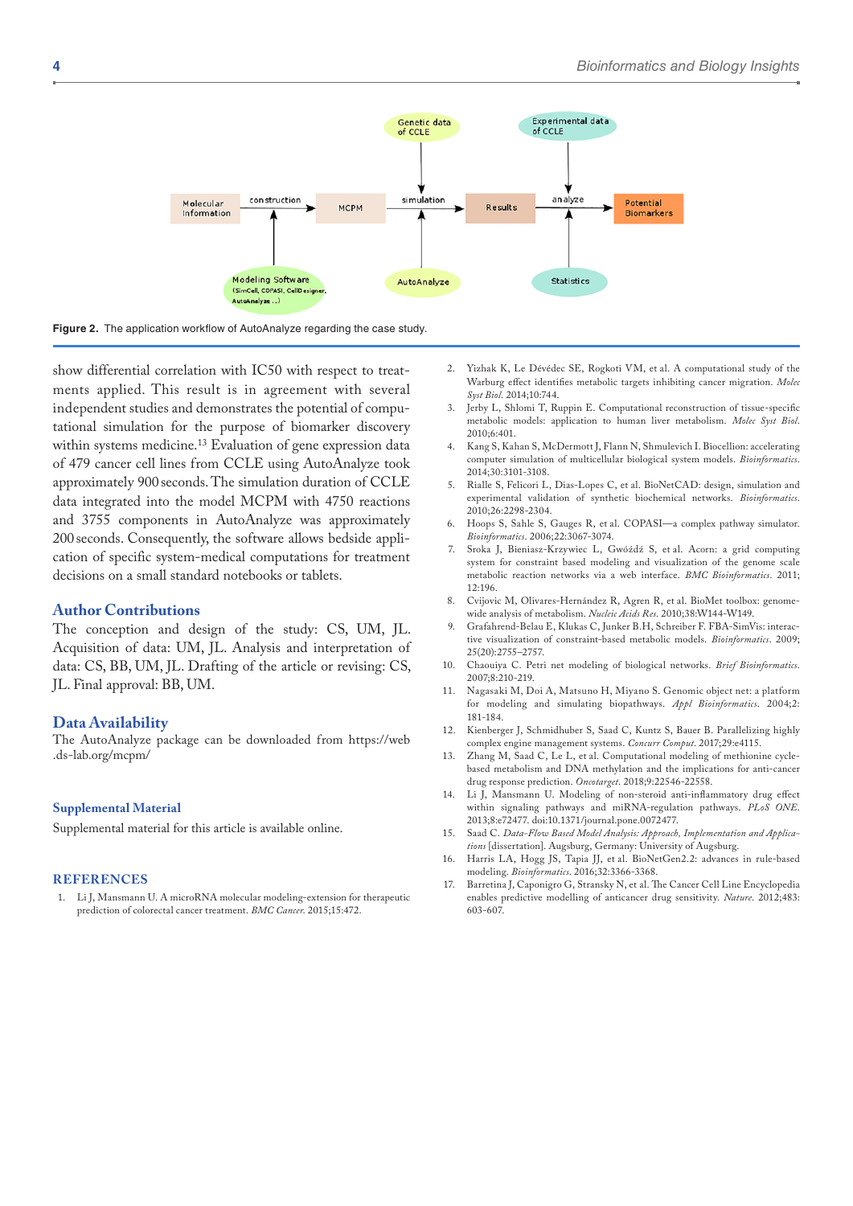Genetic data of CCLE

Experimental data of CCLE

Molecular Information

construction

MCPM

simulation

Results

analyze

Potential Biomarkers

Modeling Software (SimCell, COPASI, CellDesigner, AutoAnalyze ...)

AutoAnalyze

Statistics

**Figure 2.** The application workflow of AutoAnalyze regarding the case study.

show differential correlation with IC50 with respect to treatments applied. This result is in agreement with several independent studies and demonstrates the potential of computational simulation for the purpose of biomarker discovery within systems medicine.[13] Evaluation of gene expression data of 479 cancer cell lines from CCLE using AutoAnalyze took approximately 900 seconds. The simulation duration of CCLE data integrated into the model MCPM with 4750 reactions and 3755 components in AutoAnalyze was approximately 200 seconds. Consequently, the software allows bedside application of specific system-medical computations for treatment decisions on a small standard notebooks or tablets.

## Author Contributions

The conception and design of the study: CS, UM, JL. Acquisition of data: UM, JL. Analysis and interpretation of data: CS, BB, UM, JL. Drafting of the article or revising: CS, JL. Final approval: BB, UM.

## Data Availability

The AutoAnalyze package can be downloaded from https://web.ds-lab.org/mcpm/

## Supplemental Material

Supplemental material for this article is available online.

## REFERENCES

1. Li J, Mansmann U. A microRNA molecular modeling-extension for therapeutic prediction of colorectal cancer treatment. *BMC Cancer.* 2015;15:472.
2. Yizhak K, Le Dévédec SE, Rogkoti VM, et al. A computational study of the Warburg effect identifies metabolic targets inhibiting cancer migration. *Molec Syst Biol.* 2014;10:744.
3. Jerby L, Shlomi T, Ruppin E. Computational reconstruction of tissue-specific metabolic models: application to human liver metabolism. *Molec Syst Biol.* 2010;6:401.
4. Kang S, Kahan S, McDermott J, Flann N, Shmulevich I. Biocellion: accelerating computer simulation of multicellular biological system models. *Bioinformatics.* 2014;30:3101-3108.
5. Rialle S, Felicori L, Dias-Lopes C, et al. BioNetCAD: design, simulation and experimental validation of synthetic biochemical networks. *Bioinformatics.* 2010;26:2298-2304.
6. Hoops S, Sahle S, Gauges R, et al. COPASI—a complex pathway simulator. *Bioinformatics.* 2006;22:3067-3074.
7. Sroka J, Bieniasz-Krzywiec L, Gwóźdź S, et al. Acorn: a grid computing system for constraint based modeling and visualization of the genome scale metabolic reaction networks via a web interface. *BMC Bioinformatics.* 2011; 12:196.
8. Cvijovic M, Olivares-Hernández R, Agren R, et al. BioMet toolbox: genome-wide analysis of metabolism. *Nucleic Acids Res.* 2010;38:W144-W149.
9. Grafahrend-Belau E, Klukas C, Junker B.H, Schreiber F. FBA-SimVis: interactive visualization of constraint-based metabolic models. *Bioinformatics.* 2009; 25(20):2755–2757.
10. Chaouiya C. Petri net modeling of biological networks. *Brief Bioinformatics.* 2007;8:210-219.
11. Nagasaki M, Doi A, Matsuno H, Miyano S. Genomic object net: a platform for modeling and simulating biopathways. *Appl Bioinformatics.* 2004;2: 181-184.
12. Kienberger J, Schmidhuber S, Saad C, Kuntz S, Bauer B. Parallelizing highly complex engine management systems. *Concurr Comput.* 2017;29:e4115.
13. Zhang M, Saad C, Le L, et al. Computational modeling of methionine cycle-based metabolism and DNA methylation and the implications for anti-cancer drug response prediction. *Oncotarget.* 2018;9:22546-22558.
14. Li J, Mansmann U. Modeling of non-steroid anti-inflammatory drug effect within signaling pathways and miRNA-regulation pathways. *PLoS ONE.* 2013;8:e72477. doi:10.1371/journal.pone.0072477.
15. Saad C. *Data-Flow Based Model Analysis: Approach, Implementation and Applications* [dissertation]. Augsburg, Germany: University of Augsburg.
16. Harris LA, Hogg JS, Tapia JJ, et al. BioNetGen2.2: advances in rule-based modeling. *Bioinformatics.* 2016;32:3366-3368.
17. Barretina J, Caponigro G, Stransky N, et al. The Cancer Cell Line Encyclopedia enables predictive modelling of anticancer drug sensitivity. *Nature.* 2012;483: 603-607.